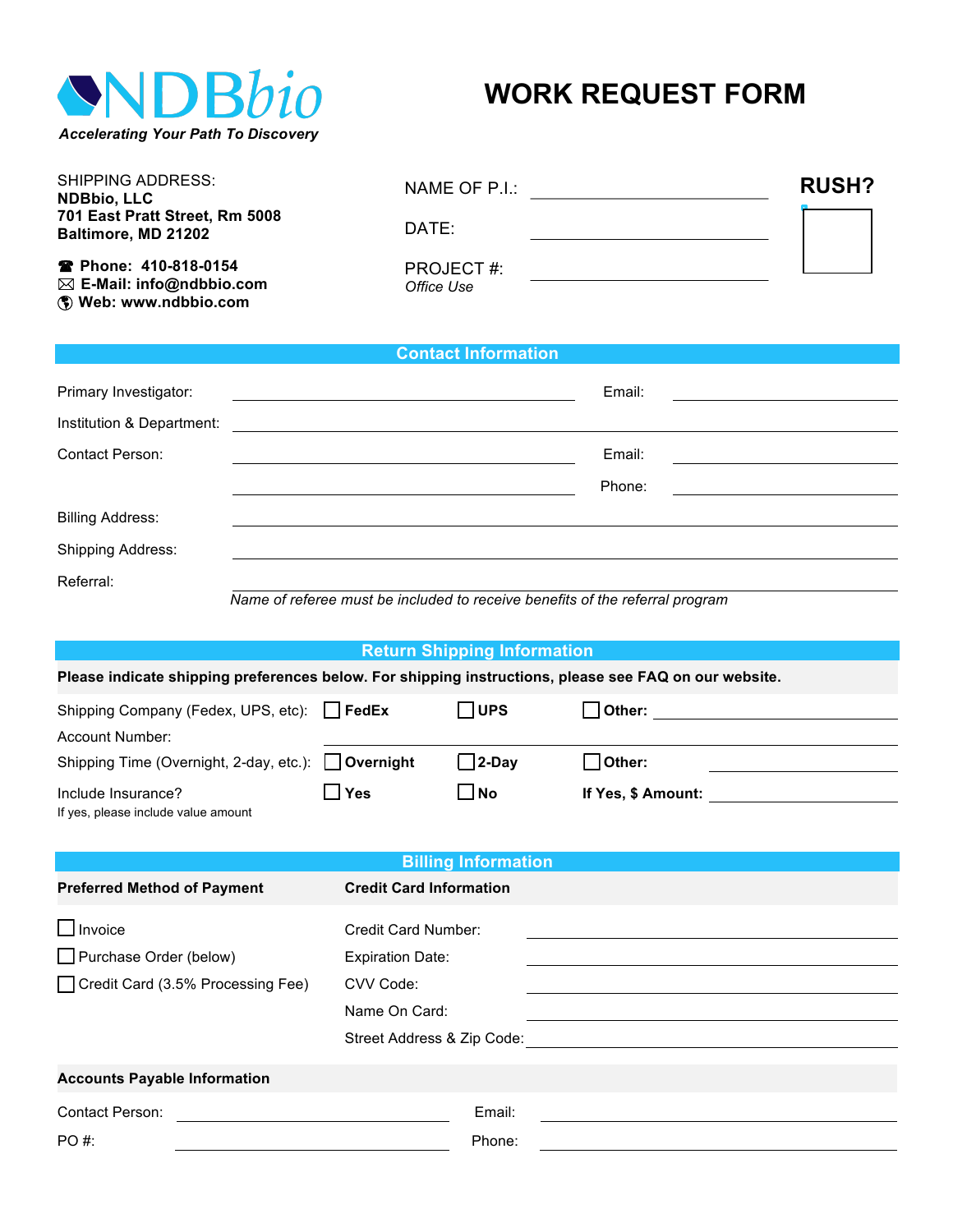**NDBbio**

*Accelerating Your Path To Discovery*

# WORK REQUEST FORM

SHIPPING ADDRESS:
**NDBbio, LLC**
**701 East Pratt Street, Rm 5008**
**Baltimore, MD 21202**

**☎ Phone: 410-818-0154**
**✉ E-Mail: info@ndbbio.com**
**Web: www.ndbbio.com**

NAME OF P.I.: ______________________

DATE: ______________________

PROJECT #: ______________________
*Office Use*

**RUSH?** ☐

## Contact Information

Primary Investigator: ______________________ Email: ______________________

Institution & Department: ______________________

Contact Person: ______________________ Email: ______________________

______________________ Phone: ______________________

Billing Address: ______________________

Shipping Address: ______________________

Referral: ______________________
*Name of referee must be included to receive benefits of the referral program*

## Return Shipping Information

**Please indicate shipping preferences below. For shipping instructions, please see FAQ on our website.**

Shipping Company (Fedex, UPS, etc): ☐ **FedEx** ☐ **UPS** ☐ **Other:** ______________________

Account Number: ______________________

Shipping Time (Overnight, 2-day, etc.): ☐ **Overnight** ☐ **2-Day** ☐ **Other:** ______________________

Include Insurance? ☐ **Yes** ☐ **No** **If Yes, $ Amount:** ______________________
If yes, please include value amount

## Billing Information

| **Preferred Method of Payment** | **Credit Card Information** | |
|---|---|---|
| ☐ Invoice | Credit Card Number: | ______________________ |
| ☐ Purchase Order (below) | Expiration Date: | ______________________ |
| ☐ Credit Card (3.5% Processing Fee) | CVV Code: | ______________________ |
| | Name On Card: | ______________________ |
| | Street Address & Zip Code: | ______________________ |

**Accounts Payable Information**

Contact Person: ______________________ Email: ______________________

PO #: ______________________ Phone: ______________________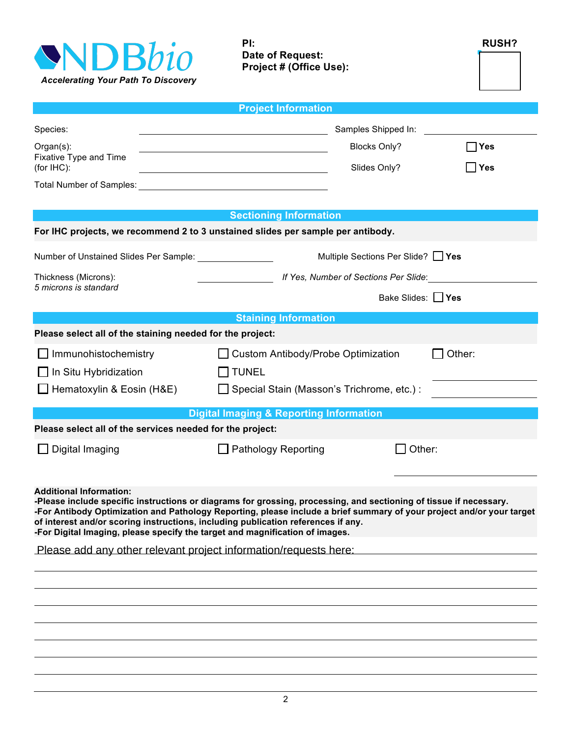**NDBbio**
*Accelerating Your Path To Discovery*

**PI:**
**Date of Request:**
**Project # (Office Use):**

**RUSH?** ☐

## Project Information

Species: ____________________ Samples Shipped In: ____________________

Organ(s): ____________________ Blocks Only? ☐ **Yes**

Fixative Type and Time (for IHC): ____________________ Slides Only? ☐ **Yes**

Total Number of Samples: ____________________

## Sectioning Information

**For IHC projects, we recommend 2 to 3 unstained slides per sample per antibody.**

Number of Unstained Slides Per Sample: __________ Multiple Sections Per Slide? ☐ **Yes**

Thickness (Microns): __________ *If Yes, Number of Sections Per Slide*: __________
*5 microns is standard*

Bake Slides: ☐ **Yes**

## Staining Information

**Please select all of the staining needed for the project:**

☐ Immunohistochemistry ☐ Custom Antibody/Probe Optimization ☐ Other: __________

☐ In Situ Hybridization ☐ TUNEL

☐ Hematoxylin & Eosin (H&E) ☐ Special Stain (Masson's Trichrome, etc.) : __________

## Digital Imaging & Reporting Information

**Please select all of the services needed for the project:**

☐ Digital Imaging ☐ Pathology Reporting ☐ Other: __________

**Additional Information:**
**-Please include specific instructions or diagrams for grossing, processing, and sectioning of tissue if necessary.**
**-For Antibody Optimization and Pathology Reporting, please include a brief summary of your project and/or your target of interest and/or scoring instructions, including publication references if any.**
**-For Digital Imaging, please specify the target and magnification of images.**

Please add any other relevant project information/requests here:

______________________________________________________________________

______________________________________________________________________

______________________________________________________________________

______________________________________________________________________

______________________________________________________________________

______________________________________________________________________

______________________________________________________________________

______________________________________________________________________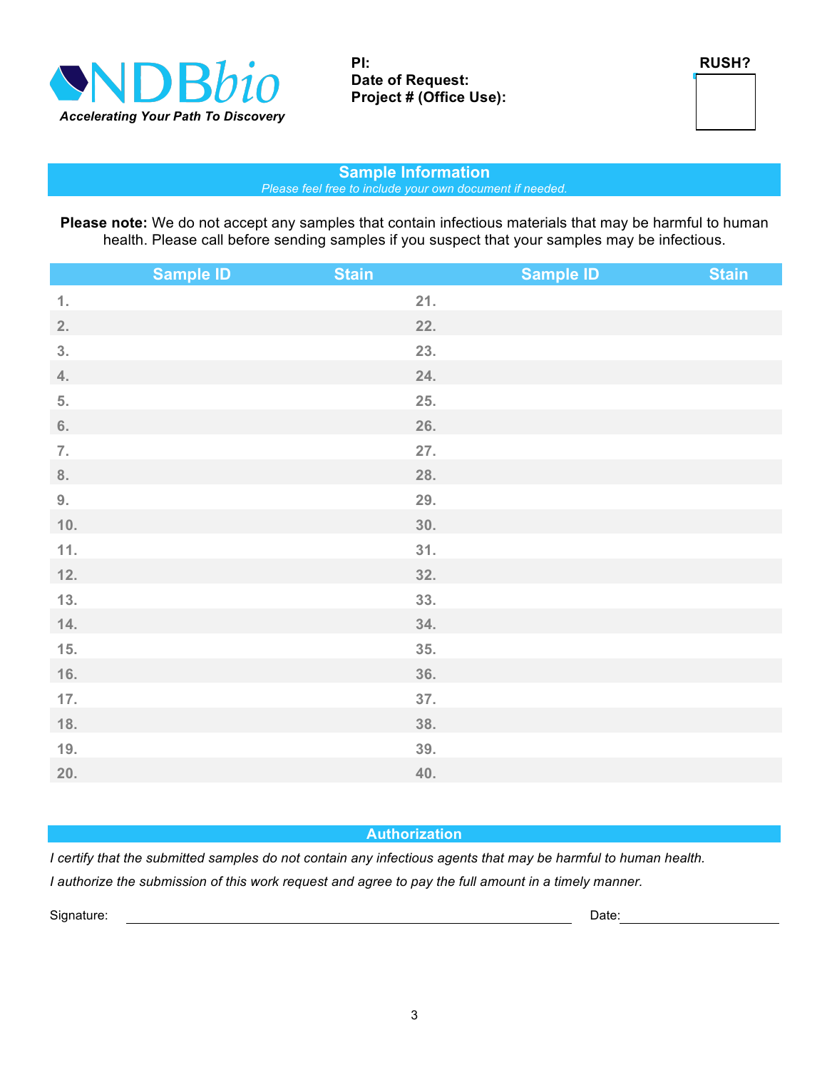NDBbio

*Accelerating Your Path To Discovery*

**PI:**
**Date of Request:**
**Project # (Office Use):**

**RUSH?** ☐

## Sample Information

*Please feel free to include your own document if needed.*

**Please note:** We do not accept any samples that contain infectious materials that may be harmful to human health. Please call before sending samples if you suspect that your samples may be infectious.

| Sample ID | Stain | Sample ID | Stain |
|---|---|---|---|
| 1. | | 21. | |
| 2. | | 22. | |
| 3. | | 23. | |
| 4. | | 24. | |
| 5. | | 25. | |
| 6. | | 26. | |
| 7. | | 27. | |
| 8. | | 28. | |
| 9. | | 29. | |
| 10. | | 30. | |
| 11. | | 31. | |
| 12. | | 32. | |
| 13. | | 33. | |
| 14. | | 34. | |
| 15. | | 35. | |
| 16. | | 36. | |
| 17. | | 37. | |
| 18. | | 38. | |
| 19. | | 39. | |
| 20. | | 40. | |

## Authorization

*I certify that the submitted samples do not contain any infectious agents that may be harmful to human health.*

*I authorize the submission of this work request and agree to pay the full amount in a timely manner.*

Signature: ______________________________ Date: ______________